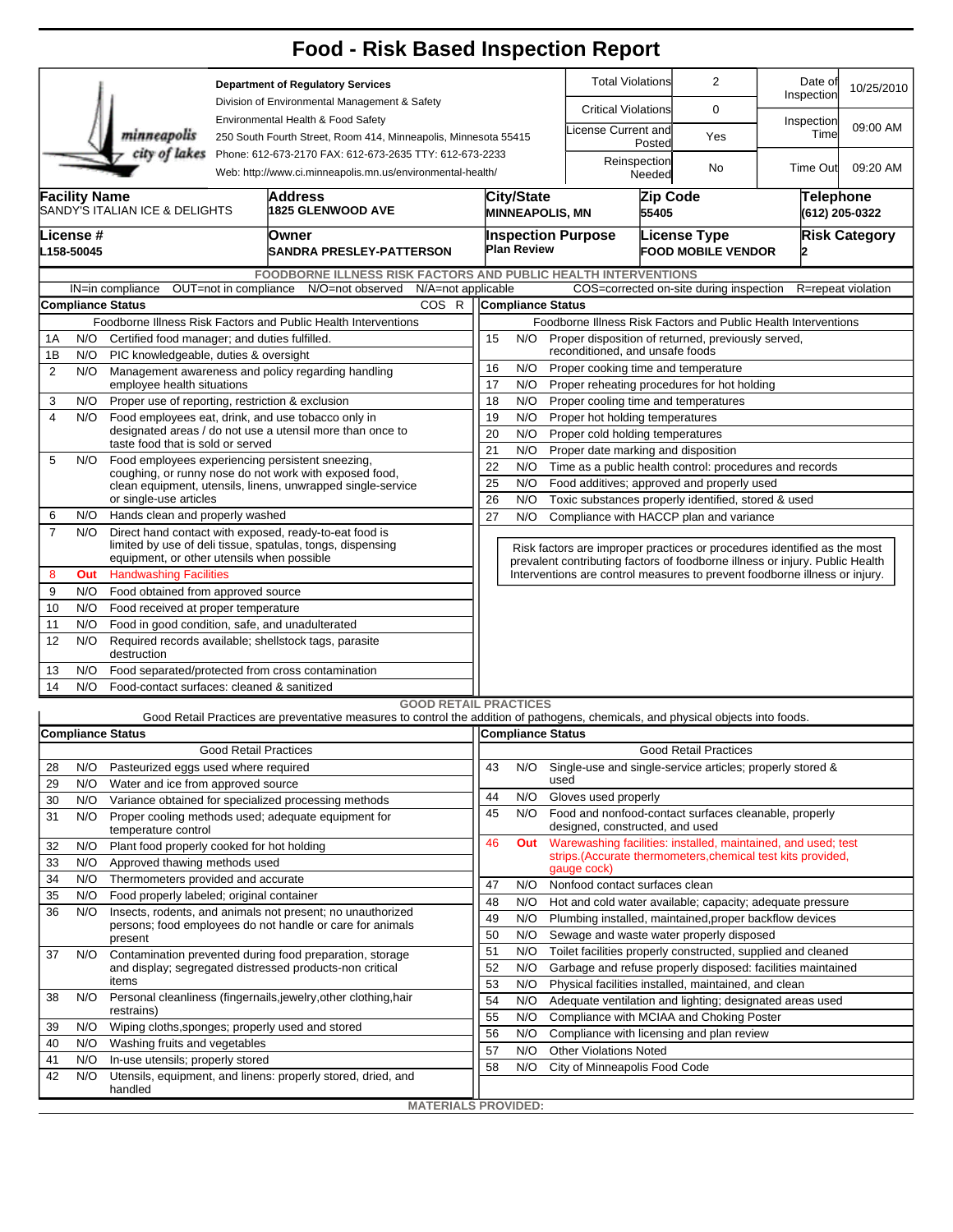# Food - Risk Based Inspection Report

minneapolis city of lakes

**Department of Regulatory Services**
Division of Environmental Management & Safety
Environmental Health & Food Safety
250 South Fourth Street, Room 414, Minneapolis, Minnesota 55415
Phone: 612-673-2170 FAX: 612-673-2635 TTY: 612-673-2233
Web: http://www.ci.minneapolis.mn.us/environmental-health/

| | | | |
|---|---|---|---|
| Total Violations | 2 | Date of Inspection | 10/25/2010 |
| Critical Violations | 0 | Inspection Time | 09:00 AM |
| License Current and Posted | Yes | | |
| Reinspection Needed | No | Time Out | 09:20 AM |

| Facility Name | Address | City/State | Zip Code | Telephone |
|---|---|---|---|---|
| SANDY'S ITALIAN ICE & DELIGHTS | 1825 GLENWOOD AVE | MINNEAPOLIS, MN | 55405 | (612) 205-0322 |
| **License #** | **Owner** | **Inspection Purpose** | **License Type** | **Risk Category** |
| L158-50045 | SANDRA PRESLEY-PATTERSON | Plan Review | FOOD MOBILE VENDOR | 2 |

## FOODBORNE ILLNESS RISK FACTORS AND PUBLIC HEALTH INTERVENTIONS

IN=in compliance OUT=not in compliance N/O=not observed N/A=not applicable COS=corrected on-site during inspection R=repeat violation

| Compliance Status | | Foodborne Illness Risk Factors and Public Health Interventions | COS | R |
|---|---|---|---|---|
| 1A | N/O | Certified food manager; and duties fulfilled. | | |
| 1B | N/O | PIC knowledgeable, duties & oversight | | |
| 2 | N/O | Management awareness and policy regarding handling employee health situations | | |
| 3 | N/O | Proper use of reporting, restriction & exclusion | | |
| 4 | N/O | Food employees eat, drink, and use tobacco only in designated areas / do not use a utensil more than once to taste food that is sold or served | | |
| 5 | N/O | Food employees experiencing persistent sneezing, coughing, or runny nose do not work with exposed food, clean equipment, utensils, linens, unwrapped single-service or single-use articles | | |
| 6 | N/O | Hands clean and properly washed | | |
| 7 | N/O | Direct hand contact with exposed, ready-to-eat food is limited by use of deli tissue, spatulas, tongs, dispensing equipment, or other utensils when possible | | |
| 8 | Out | Handwashing Facilities | | |
| 9 | N/O | Food obtained from approved source | | |
| 10 | N/O | Food received at proper temperature | | |
| 11 | N/O | Food in good condition, safe, and unadulterated | | |
| 12 | N/O | Required records available; shellstock tags, parasite destruction | | |
| 13 | N/O | Food separated/protected from cross contamination | | |
| 14 | N/O | Food-contact surfaces: cleaned & sanitized | | |
| 15 | N/O | Proper disposition of returned, previously served, reconditioned, and unsafe foods | | |
| 16 | N/O | Proper cooking time and temperature | | |
| 17 | N/O | Proper reheating procedures for hot holding | | |
| 18 | N/O | Proper cooling time and temperatures | | |
| 19 | N/O | Proper hot holding temperatures | | |
| 20 | N/O | Proper cold holding temperatures | | |
| 21 | N/O | Proper date marking and disposition | | |
| 22 | N/O | Time as a public health control: procedures and records | | |
| 25 | N/O | Food additives; approved and properly used | | |
| 26 | N/O | Toxic substances properly identified, stored & used | | |
| 27 | N/O | Compliance with HACCP plan and variance | | |

Risk factors are improper practices or procedures identified as the most prevalent contributing factors of foodborne illness or injury. Public Health Interventions are control measures to prevent foodborne illness or injury.

## GOOD RETAIL PRACTICES

Good Retail Practices are preventative measures to control the addition of pathogens, chemicals, and physical objects into foods.

| Compliance Status | | Good Retail Practices |
|---|---|---|
| 28 | N/O | Pasteurized eggs used where required |
| 29 | N/O | Water and ice from approved source |
| 30 | N/O | Variance obtained for specialized processing methods |
| 31 | N/O | Proper cooling methods used; adequate equipment for temperature control |
| 32 | N/O | Plant food properly cooked for hot holding |
| 33 | N/O | Approved thawing methods used |
| 34 | N/O | Thermometers provided and accurate |
| 35 | N/O | Food properly labeled; original container |
| 36 | N/O | Insects, rodents, and animals not present; no unauthorized persons; food employees do not handle or care for animals present |
| 37 | N/O | Contamination prevented during food preparation, storage and display; segregated distressed products-non critical items |
| 38 | N/O | Personal cleanliness (fingernails,jewelry,other clothing,hair restrains) |
| 39 | N/O | Wiping cloths,sponges; properly used and stored |
| 40 | N/O | Washing fruits and vegetables |
| 41 | N/O | In-use utensils; properly stored |
| 42 | N/O | Utensils, equipment, and linens: properly stored, dried, and handled |
| 43 | N/O | Single-use and single-service articles; properly stored & used |
| 44 | N/O | Gloves used properly |
| 45 | N/O | Food and nonfood-contact surfaces cleanable, properly designed, constructed, and used |
| 46 | Out | Warewashing facilities: installed, maintained, and used; test strips.(Accurate thermometers,chemical test kits provided, gauge cock) |
| 47 | N/O | Nonfood contact surfaces clean |
| 48 | N/O | Hot and cold water available; capacity; adequate pressure |
| 49 | N/O | Plumbing installed, maintained,proper backflow devices |
| 50 | N/O | Sewage and waste water properly disposed |
| 51 | N/O | Toilet facilities properly constructed, supplied and cleaned |
| 52 | N/O | Garbage and refuse properly disposed: facilities maintained |
| 53 | N/O | Physical facilities installed, maintained, and clean |
| 54 | N/O | Adequate ventilation and lighting; designated areas used |
| 55 | N/O | Compliance with MCIAA and Choking Poster |
| 56 | N/O | Compliance with licensing and plan review |
| 57 | N/O | Other Violations Noted |
| 58 | N/O | City of Minneapolis Food Code |

**MATERIALS PROVIDED:**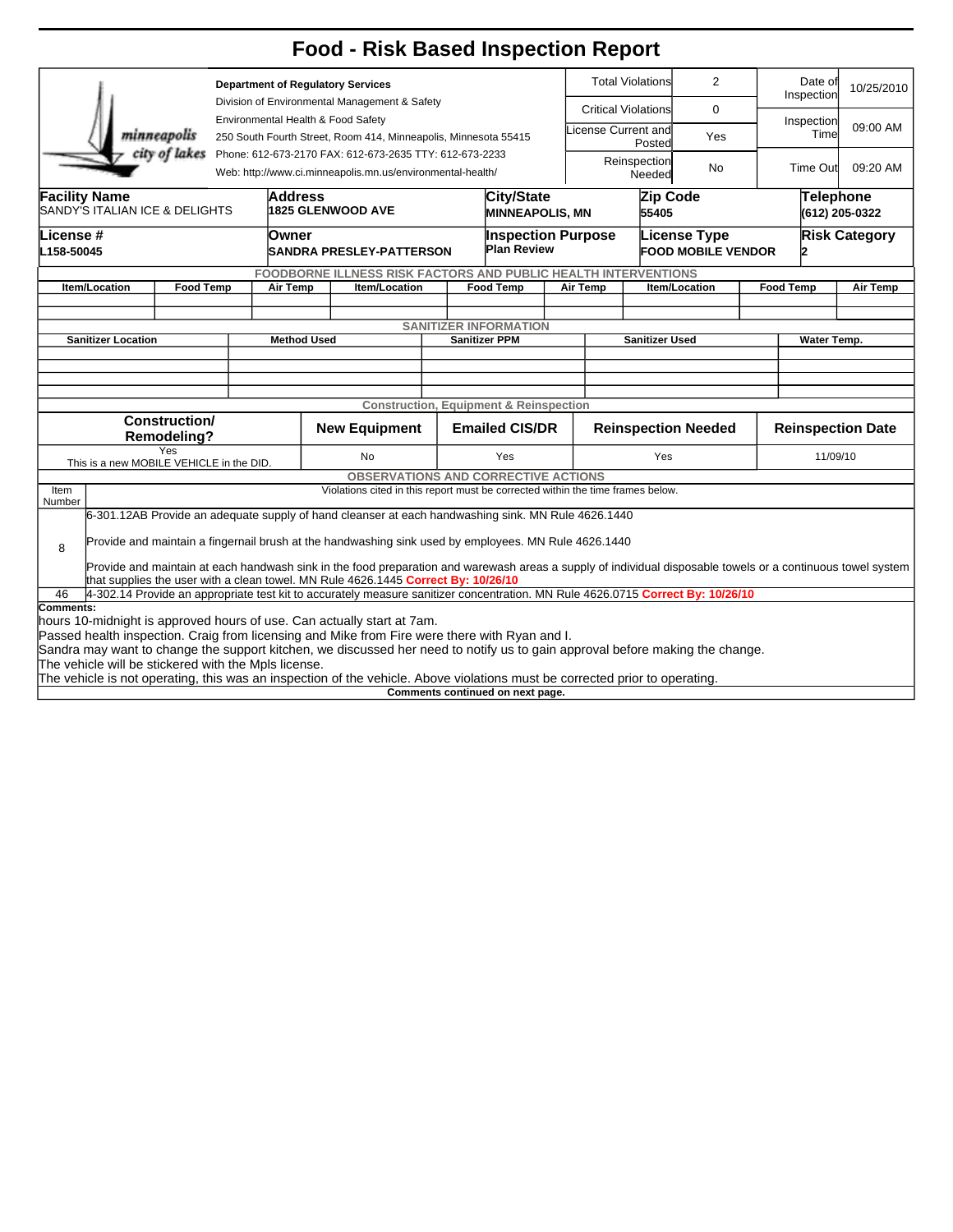# Food - Risk Based Inspection Report

**Department of Regulatory Services**
Division of Environmental Management & Safety
Environmental Health & Food Safety
250 South Fourth Street, Room 414, Minneapolis, Minnesota 55415
Phone: 612-673-2170 FAX: 612-673-2635 TTY: 612-673-2233
Web: http://www.ci.minneapolis.mn.us/environmental-health/

| Total Violations | 2 | Date of Inspection | 10/25/2010 |
|---|---|---|---|
| Critical Violations | 0 | Inspection Time | 09:00 AM |
| License Current and Posted | Yes | | |
| Reinspection Needed | No | Time Out | 09:20 AM |

| Facility Name | Address | City/State | Zip Code | Telephone |
|---|---|---|---|---|
| SANDY'S ITALIAN ICE & DELIGHTS | 1825 GLENWOOD AVE | MINNEAPOLIS, MN | 55405 | (612) 205-0322 |

| License # | Owner | Inspection Purpose | License Type | Risk Category |
|---|---|---|---|---|
| L158-50045 | SANDRA PRESLEY-PATTERSON | Plan Review | FOOD MOBILE VENDOR | 2 |

## FOODBORNE ILLNESS RISK FACTORS AND PUBLIC HEALTH INTERVENTIONS

| Item/Location | Food Temp | Air Temp | Item/Location | Food Temp | Air Temp | Item/Location | Food Temp | Air Temp |
|---|---|---|---|---|---|---|---|---|
| | | | | | | | | |

## SANITIZER INFORMATION

| Sanitizer Location | Method Used | Sanitizer PPM | Sanitizer Used | Water Temp. |
|---|---|---|---|---|
| | | | | |

## Construction, Equipment & Reinspection

| Construction/ Remodeling? | New Equipment | Emailed CIS/DR | Reinspection Needed | Reinspection Date |
|---|---|---|---|---|
| Yes<br>This is a new MOBILE VEHICLE in the DID. | No | Yes | Yes | 11/09/10 |

## OBSERVATIONS AND CORRECTIVE ACTIONS

| Item Number | Violations cited in this report must be corrected within the time frames below. |
|---|---|
| 8 | 6-301.12AB Provide an adequate supply of hand cleanser at each handwashing sink. MN Rule 4626.1440<br><br>Provide and maintain a fingernail brush at the handwashing sink used by employees. MN Rule 4626.1440<br><br>Provide and maintain at each handwash sink in the food preparation and warewash areas a supply of individual disposable towels or a continuous towel system that supplies the user with a clean towel. MN Rule 4626.1445 **Correct By: 10/26/10** |
| 46 | 4-302.14 Provide an appropriate test kit to accurately measure sanitizer concentration. MN Rule 4626.0715 **Correct By: 10/26/10** |

**Comments:**

hours 10-midnight is approved hours of use. Can actually start at 7am.
Passed health inspection. Craig from licensing and Mike from Fire were there with Ryan and I.
Sandra may want to change the support kitchen, we discussed her need to notify us to gain approval before making the change.
The vehicle will be stickered with the Mpls license.
The vehicle is not operating, this was an inspection of the vehicle. Above violations must be corrected prior to operating.

**Comments continued on next page.**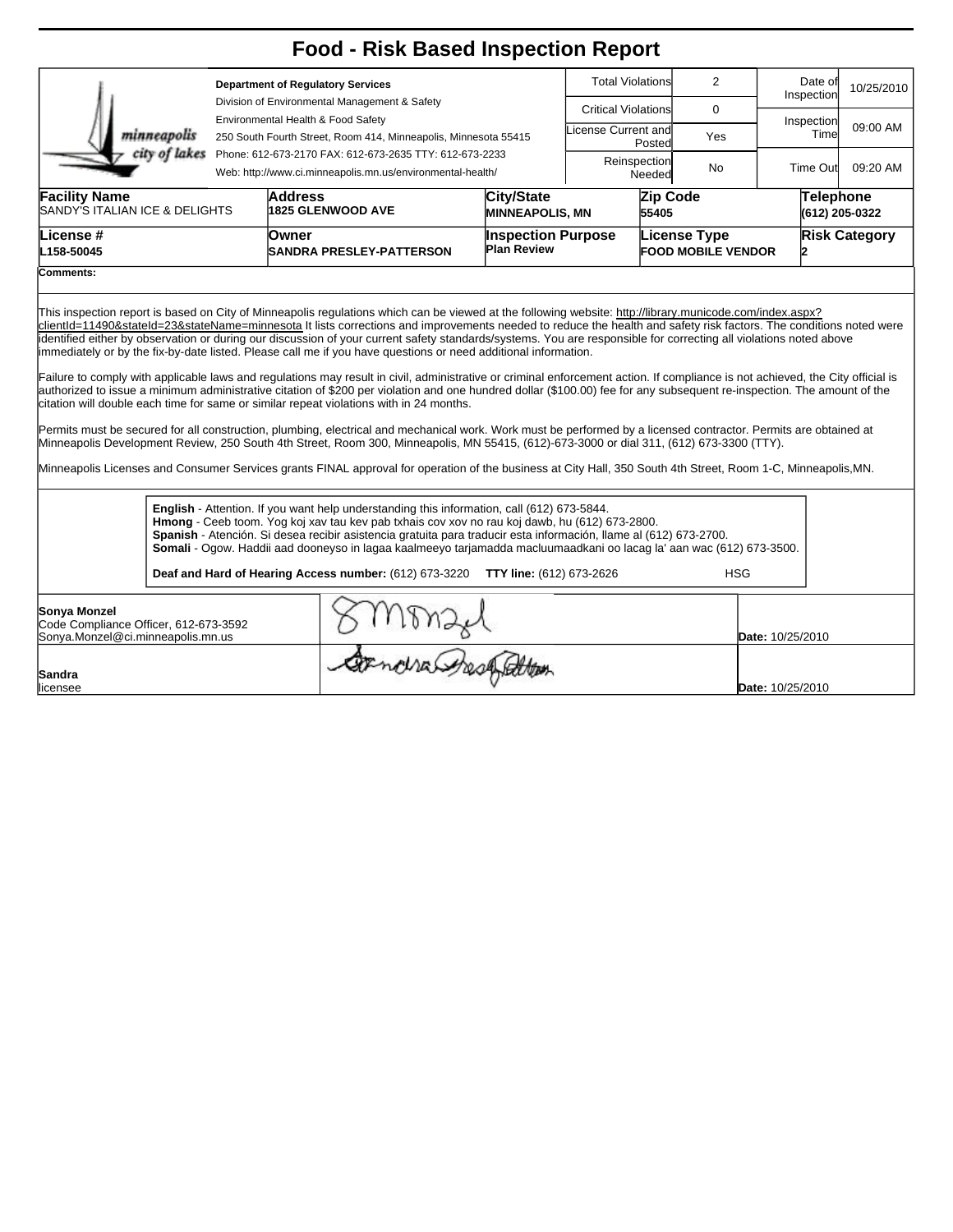# Food - Risk Based Inspection Report

| | | | | | |
|---|---|---|---|---|---|
| minneapolis city of lakes | **Department of Regulatory Services** Division of Environmental Management & Safety Environmental Health & Food Safety 250 South Fourth Street, Room 414, Minneapolis, Minnesota 55415 Phone: 612-673-2170 FAX: 612-673-2635 TTY: 612-673-2233 Web: http://www.ci.minneapolis.mn.us/environmental-health/ | Total Violations | 2 | Date of Inspection | 10/25/2010 |
| | | Critical Violations | 0 | Inspection Time | 09:00 AM |
| | | License Current and Posted | Yes | | |
| | | Reinspection Needed | No | Time Out | 09:20 AM |

| Facility Name | Address | City/State | Zip Code | Telephone |
|---|---|---|---|---|
| SANDY'S ITALIAN ICE & DELIGHTS | 1825 GLENWOOD AVE | MINNEAPOLIS, MN | 55405 | (612) 205-0322 |

| License # | Owner | Inspection Purpose | License Type | Risk Category |
|---|---|---|---|---|
| L158-50045 | SANDRA PRESLEY-PATTERSON | Plan Review | FOOD MOBILE VENDOR | 2 |

**Comments:**

This inspection report is based on City of Minneapolis regulations which can be viewed at the following website: http://library.municode.com/index.aspx?clientId=11490&stateId=23&stateName=minnesota It lists corrections and improvements needed to reduce the health and safety risk factors. The conditions noted were identified either by observation or during our discussion of your current safety standards/systems. You are responsible for correcting all violations noted above immediately or by the fix-by-date listed. Please call me if you have questions or need additional information.

Failure to comply with applicable laws and regulations may result in civil, administrative or criminal enforcement action. If compliance is not achieved, the City official is authorized to issue a minimum administrative citation of $200 per violation and one hundred dollar ($100.00) fee for any subsequent re-inspection. The amount of the citation will double each time for same or similar repeat violations with in 24 months.

Permits must be secured for all construction, plumbing, electrical and mechanical work. Work must be performed by a licensed contractor. Permits are obtained at Minneapolis Development Review, 250 South 4th Street, Room 300, Minneapolis, MN 55415, (612)-673-3000 or dial 311, (612) 673-3300 (TTY).

Minneapolis Licenses and Consumer Services grants FINAL approval for operation of the business at City Hall, 350 South 4th Street, Room 1-C, Minneapolis,MN.

**English** - Attention. If you want help understanding this information, call (612) 673-5844.
**Hmong** - Ceeb toom. Yog koj xav tau kev pab txhais cov xov no rau koj dawb, hu (612) 673-2800.
**Spanish** - Atención. Si desea recibir asistencia gratuita para traducir esta información, llame al (612) 673-2700.
**Somali** - Ogow. Haddii aad dooneyso in lagaa kaalmeeyo tarjamadda macluumaadkani oo lacag la' aan wac (612) 673-3500.

**Deaf and Hard of Hearing Access number:** (612) 673-3220 **TTY line:** (612) 673-2626 HSG

| | | |
|---|---|---|
| **Sonya Monzel** Code Compliance Officer, 612-673-3592 Sonya.Monzel@ci.minneapolis.mn.us | S Monzel | **Date:** 10/25/2010 |
| **Sandra** licensee | Sandra Presley Patterson | **Date:** 10/25/2010 |